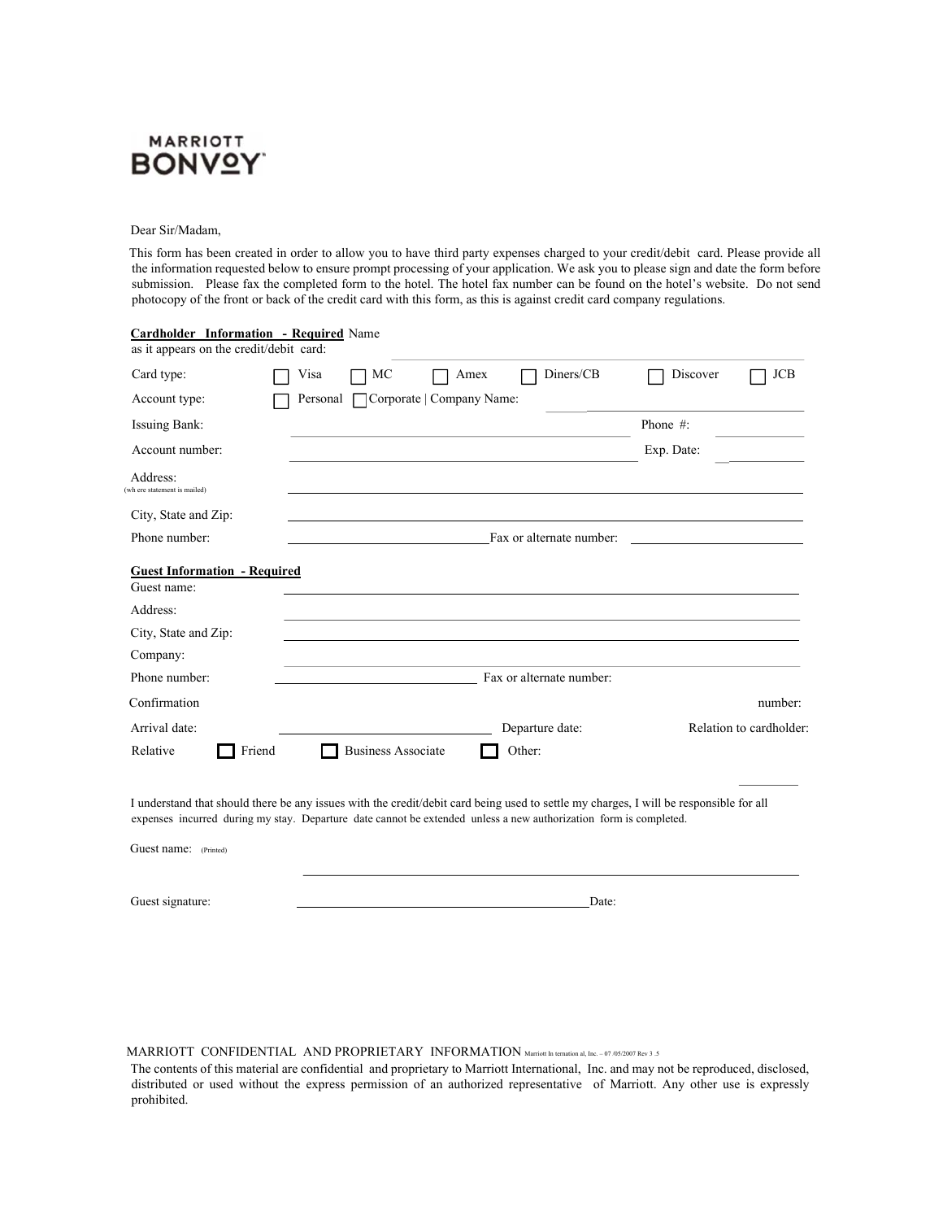MARRIOTT BONVOY

Dear Sir/Madam,

This form has been created in order to allow you to have third party expenses charged to your credit/debit card. Please provide all the information requested below to ensure prompt processing of your application. We ask you to please sign and date the form before submission. Please fax the completed form to the hotel. The hotel fax number can be found on the hotel's website. Do not send photocopy of the front or back of the credit card with this form, as this is against credit card company regulations.

**Cardholder Information - Required** Name as it appears on the credit/debit card: ______________________

Card type: ☐ Visa ☐ MC ☐ Amex ☐ Diners/CB ☐ Discover ☐ JCB

Account type: ☐ Personal ☐ Corporate | Company Name: ______________________

Issuing Bank: ______________________ Phone #: ____________

Account number: ______________________ Exp. Date: ____________

Address: (where statement is mailed) ______________________

City, State and Zip: ______________________

Phone number: ______________________ Fax or alternate number: ______________________

**Guest Information - Required**

Guest name: ______________________

Address: ______________________

City, State and Zip: ______________________

Company: ______________________

Phone number: ______________________ Fax or alternate number: ______________________

Confirmation number: ______________________

Arrival date: ______________________ Departure date: ______________________ Relation to cardholder:

Relative ☐ Friend ☐ Business Associate ☐ Other: ____________

I understand that should there be any issues with the credit/debit card being used to settle my charges, I will be responsible for all expenses incurred during my stay. Departure date cannot be extended unless a new authorization form is completed.

Guest name: (Printed) ______________________

Guest signature: ______________________ Date:

MARRIOTT CONFIDENTIAL AND PROPRIETARY INFORMATION Marriott International, Inc. – 07/05/2007 Rev 3.5

The contents of this material are confidential and proprietary to Marriott International, Inc. and may not be reproduced, disclosed, distributed or used without the express permission of an authorized representative of Marriott. Any other use is expressly prohibited.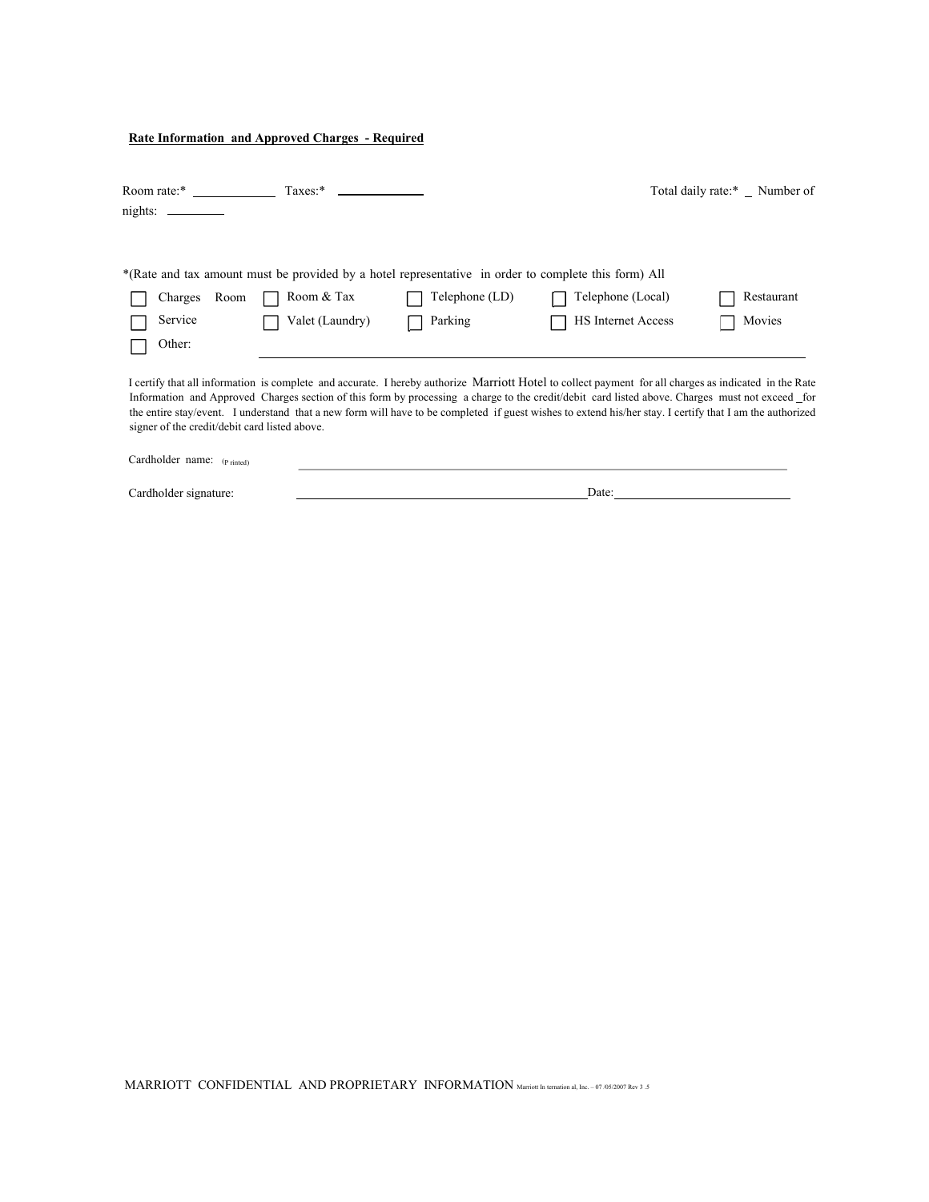**Rate Information and Approved Charges - Required**

Room rate:* ____________ Taxes:* ____________ Total daily rate:* _ Number of nights: _________

*(Rate and tax amount must be provided by a hotel representative in order to complete this form) All

- ☐ Charges Room
- ☐ Room & Tax
- ☐ Telephone (LD)
- ☐ Telephone (Local)
- ☐ Restaurant
- ☐ Service
- ☐ Valet (Laundry)
- ☐ Parking
- ☐ HS Internet Access
- ☐ Movies
- ☐ Other: ____________________________________________

I certify that all information is complete and accurate. I hereby authorize Marriott Hotel to collect payment for all charges as indicated in the Rate Information and Approved Charges section of this form by processing a charge to the credit/debit card listed above. Charges must not exceed _for the entire stay/event. I understand that a new form will have to be completed if guest wishes to extend his/her stay. I certify that I am the authorized signer of the credit/debit card listed above.

Cardholder name: (P rinted) ____________________________________________

Cardholder signature: ____________________________________________ Date: ____________________

MARRIOTT CONFIDENTIAL AND PROPRIETARY INFORMATION Marriott In ternation al, Inc. – 07 /05/2007 Rev 3 .5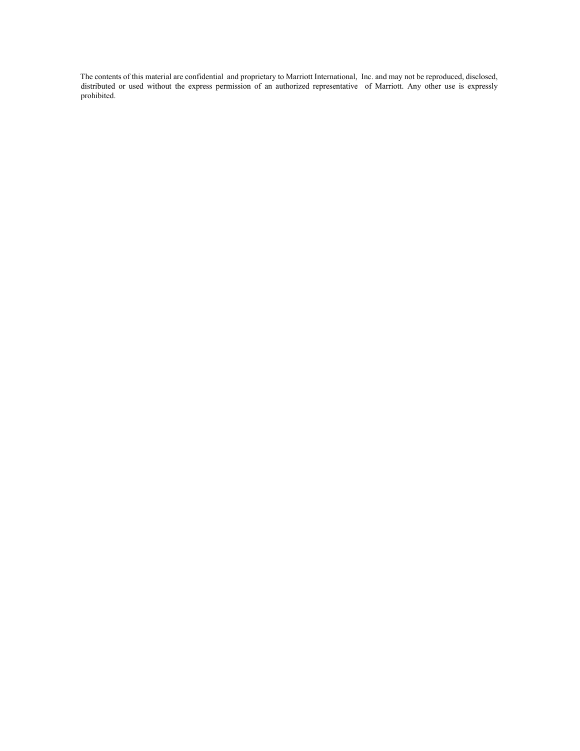The contents of this material are confidential and proprietary to Marriott International, Inc. and may not be reproduced, disclosed, distributed or used without the express permission of an authorized representative of Marriott. Any other use is expressly prohibited.